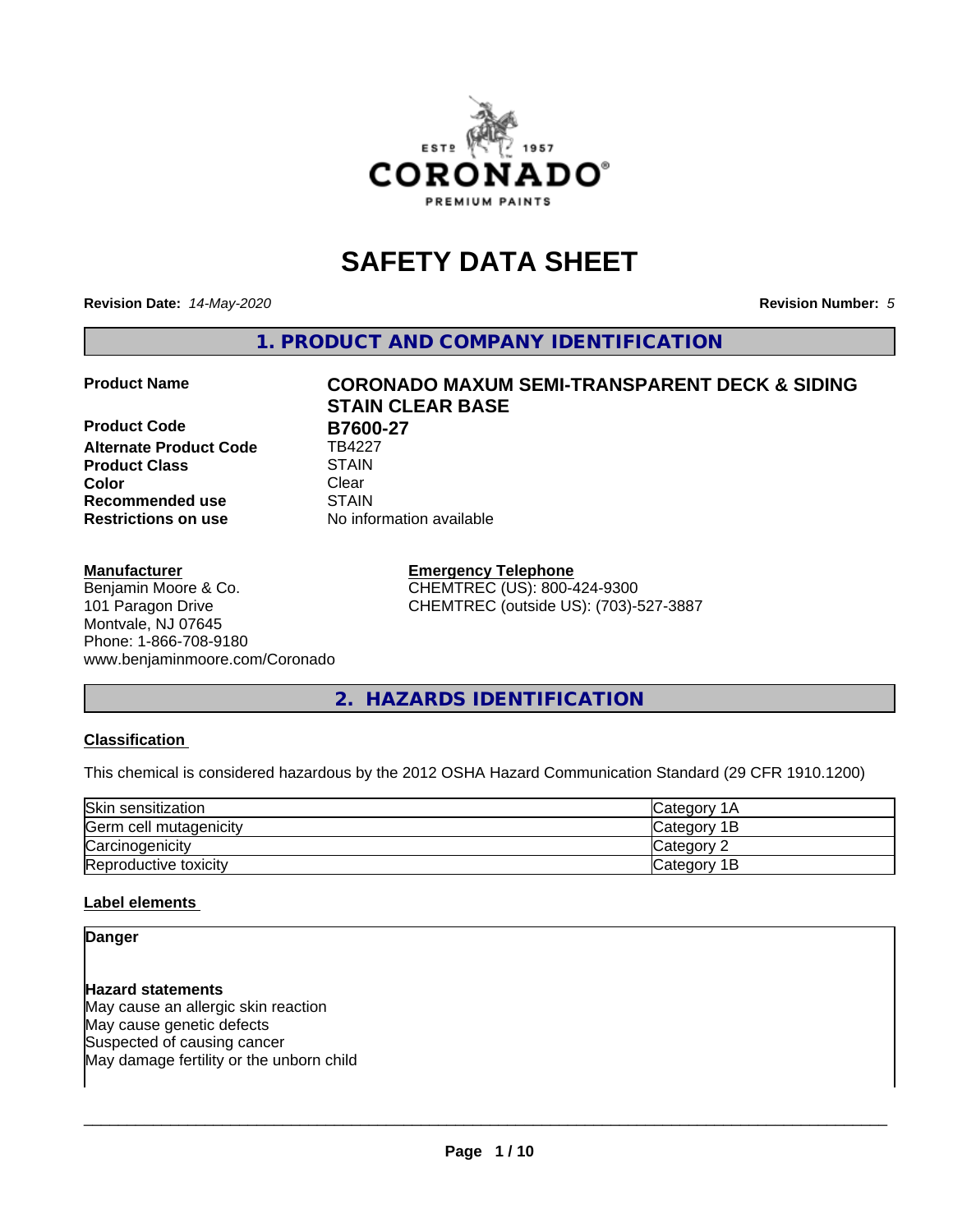# SAFETY DATA SHEET

**Revision Date:** *14-May-2020* **Revision Number:** *5*

## 1. PRODUCT AND COMPANY IDENTIFICATION

| | |
|---|---|
| **Product Name** | **CORONADO MAXUM SEMI-TRANSPARENT DECK & SIDING STAIN CLEAR BASE** |
| **Product Code** | **B7600-27** |
| **Alternate Product Code** | TB4227 |
| **Product Class** | STAIN |
| **Color** | Clear |
| **Recommended use** | STAIN |
| **Restrictions on use** | No information available |

**Manufacturer**
Benjamin Moore & Co.
101 Paragon Drive
Montvale, NJ 07645
Phone: 1-866-708-9180
www.benjaminmoore.com/Coronado

**Emergency Telephone**
CHEMTREC (US): 800-424-9300
CHEMTREC (outside US): (703)-527-3887

## 2. HAZARDS IDENTIFICATION

### Classification

This chemical is considered hazardous by the 2012 OSHA Hazard Communication Standard (29 CFR 1910.1200)

| | |
|---|---|
| Skin sensitization | Category 1A |
| Germ cell mutagenicity | Category 1B |
| Carcinogenicity | Category 2 |
| Reproductive toxicity | Category 1B |

### Label elements

**Danger**

**Hazard statements**
May cause an allergic skin reaction
May cause genetic defects
Suspected of causing cancer
May damage fertility or the unborn child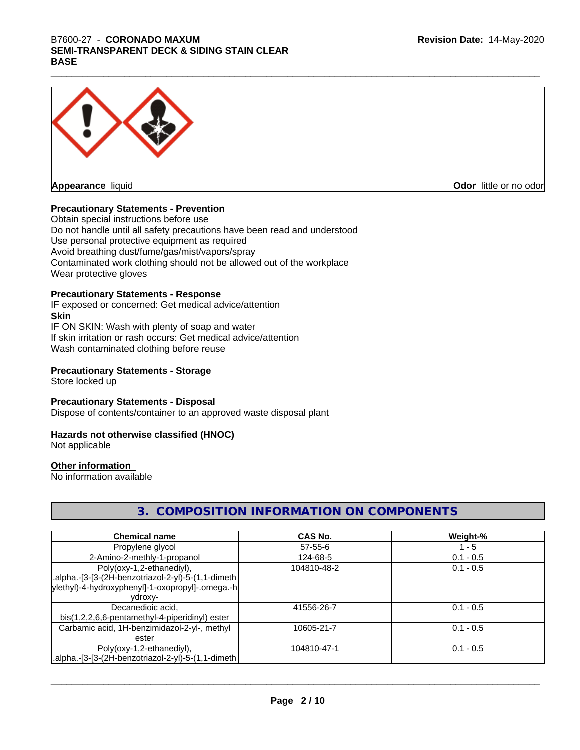**Appearance** liquid

**Odor** little or no odor

**Precautionary Statements - Prevention**

Obtain special instructions before use
Do not handle until all safety precautions have been read and understood
Use personal protective equipment as required
Avoid breathing dust/fume/gas/mist/vapors/spray
Contaminated work clothing should not be allowed out of the workplace
Wear protective gloves

**Precautionary Statements - Response**

IF exposed or concerned: Get medical advice/attention

**Skin**

IF ON SKIN: Wash with plenty of soap and water
If skin irritation or rash occurs: Get medical advice/attention
Wash contaminated clothing before reuse

**Precautionary Statements - Storage**

Store locked up

**Precautionary Statements - Disposal**

Dispose of contents/container to an approved waste disposal plant

**Hazards not otherwise classified (HNOC)**

Not applicable

**Other information**

No information available

## 3. COMPOSITION INFORMATION ON COMPONENTS

| Chemical name | CAS No. | Weight-% |
|---|---|---|
| Propylene glycol | 57-55-6 | 1 - 5 |
| 2-Amino-2-methly-1-propanol | 124-68-5 | 0.1 - 0.5 |
| Poly(oxy-1,2-ethanediyl), .alpha.-[3-[3-(2H-benzotriazol-2-yl)-5-(1,1-dimethylethyl)-4-hydroxyphenyl]-1-oxopropyl]-.omega.-hydroxy- | 104810-48-2 | 0.1 - 0.5 |
| Decanedioic acid, bis(1,2,2,6,6-pentamethyl-4-piperidinyl) ester | 41556-26-7 | 0.1 - 0.5 |
| Carbamic acid, 1H-benzimidazol-2-yl-, methyl ester | 10605-21-7 | 0.1 - 0.5 |
| Poly(oxy-1,2-ethanediyl), .alpha.-[3-[3-(2H-benzotriazol-2-yl)-5-(1,1-dimeth | 104810-47-1 | 0.1 - 0.5 |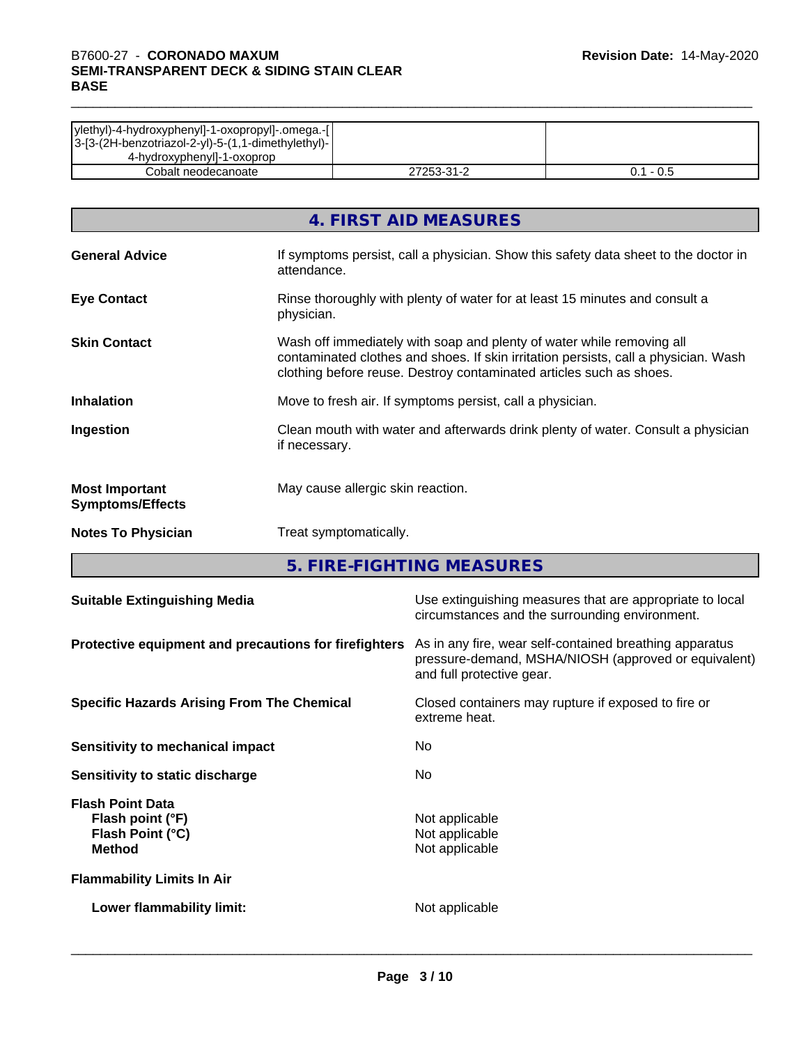| | | |
|---|---|---|
| ylethyl)-4-hydroxyphenyl]-1-oxopropyl]-.omega.-[3-[3-(2H-benzotriazol-2-yl)-5-(1,1-dimethylethyl)-4-hydroxyphenyl]-1-oxoprop | | |
| Cobalt neodecanoate | 27253-31-2 | 0.1 - 0.5 |

## 4. FIRST AID MEASURES

**General Advice** If symptoms persist, call a physician. Show this safety data sheet to the doctor in attendance.

**Eye Contact** Rinse thoroughly with plenty of water for at least 15 minutes and consult a physician.

**Skin Contact** Wash off immediately with soap and plenty of water while removing all contaminated clothes and shoes. If skin irritation persists, call a physician. Wash clothing before reuse. Destroy contaminated articles such as shoes.

**Inhalation** Move to fresh air. If symptoms persist, call a physician.

**Ingestion** Clean mouth with water and afterwards drink plenty of water. Consult a physician if necessary.

**Most Important Symptoms/Effects** May cause allergic skin reaction.

**Notes To Physician** Treat symptomatically.

## 5. FIRE-FIGHTING MEASURES

**Suitable Extinguishing Media** Use extinguishing measures that are appropriate to local circumstances and the surrounding environment.

**Protective equipment and precautions for firefighters** As in any fire, wear self-contained breathing apparatus pressure-demand, MSHA/NIOSH (approved or equivalent) and full protective gear.

**Specific Hazards Arising From The Chemical** Closed containers may rupture if exposed to fire or extreme heat.

**Sensitivity to mechanical impact** No

**Sensitivity to static discharge** No

**Flash Point Data**
**Flash point (°F)** Not applicable
**Flash Point (°C)** Not applicable
**Method** Not applicable

**Flammability Limits In Air**

**Lower flammability limit:** Not applicable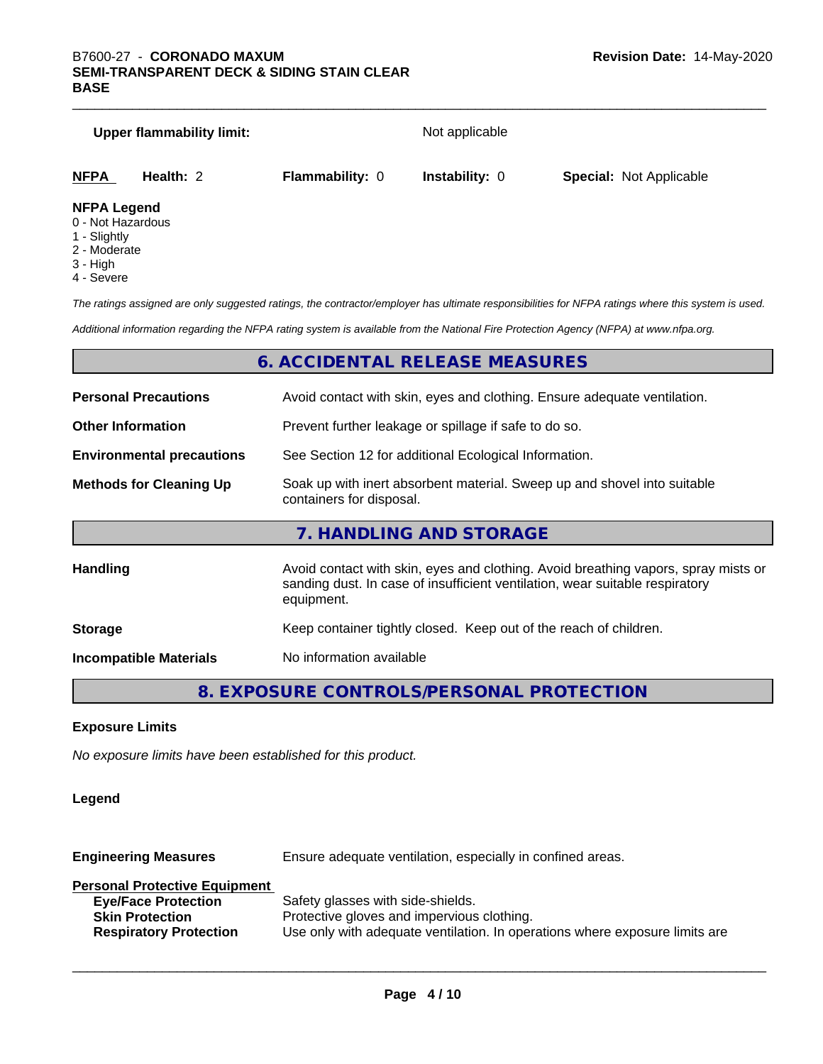| | |
|---|---|
| **Upper flammability limit:** | Not applicable |

| | | | | |
|---|---|---|---|---|
| **NFPA** | **Health:** 2 | **Flammability:** 0 | **Instability:** 0 | **Special:** Not Applicable |

**NFPA Legend**
0 - Not Hazardous
1 - Slightly
2 - Moderate
3 - High
4 - Severe

*The ratings assigned are only suggested ratings, the contractor/employer has ultimate responsibilities for NFPA ratings where this system is used.*

*Additional information regarding the NFPA rating system is available from the National Fire Protection Agency (NFPA) at www.nfpa.org.*

## 6. ACCIDENTAL RELEASE MEASURES

| | |
|---|---|
| **Personal Precautions** | Avoid contact with skin, eyes and clothing. Ensure adequate ventilation. |
| **Other Information** | Prevent further leakage or spillage if safe to do so. |
| **Environmental precautions** | See Section 12 for additional Ecological Information. |
| **Methods for Cleaning Up** | Soak up with inert absorbent material. Sweep up and shovel into suitable containers for disposal. |

## 7. HANDLING AND STORAGE

| | |
|---|---|
| **Handling** | Avoid contact with skin, eyes and clothing. Avoid breathing vapors, spray mists or sanding dust. In case of insufficient ventilation, wear suitable respiratory equipment. |
| **Storage** | Keep container tightly closed. Keep out of the reach of children. |
| **Incompatible Materials** | No information available |

## 8. EXPOSURE CONTROLS/PERSONAL PROTECTION

**Exposure Limits**

*No exposure limits have been established for this product.*

**Legend**

| | |
|---|---|
| **Engineering Measures** | Ensure adequate ventilation, especially in confined areas. |
| **Personal Protective Equipment** | |
| **Eye/Face Protection** | Safety glasses with side-shields. |
| **Skin Protection** | Protective gloves and impervious clothing. |
| **Respiratory Protection** | Use only with adequate ventilation. In operations where exposure limits are |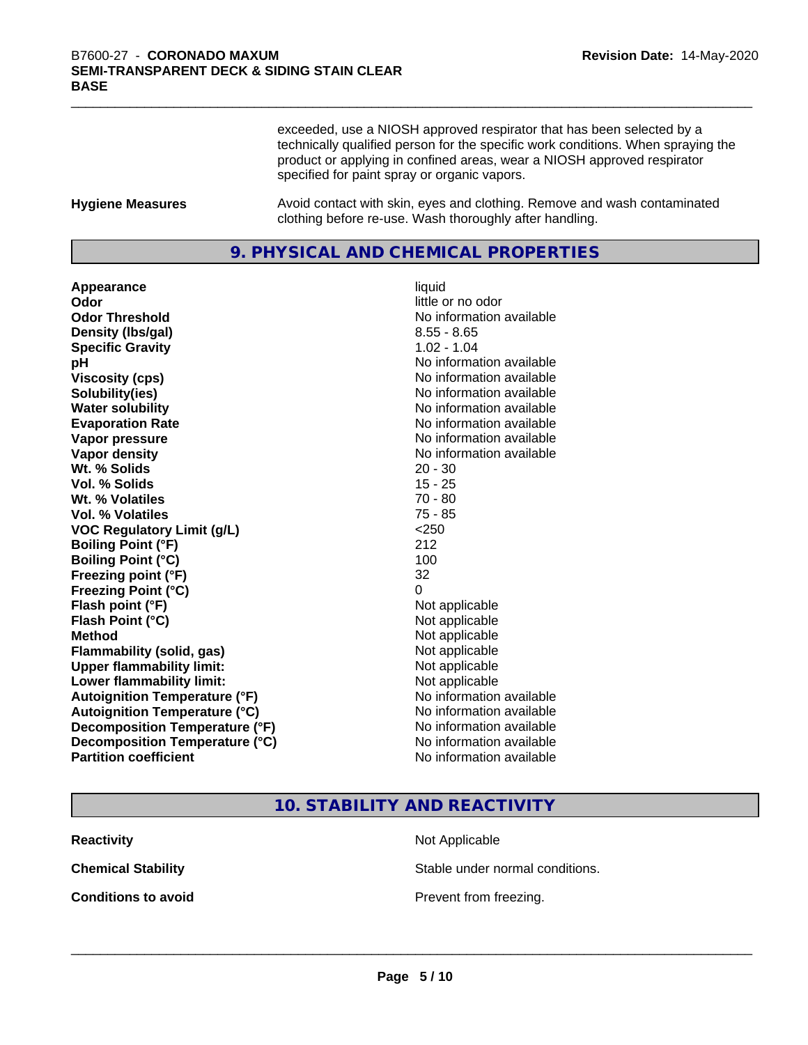exceeded, use a NIOSH approved respirator that has been selected by a technically qualified person for the specific work conditions. When spraying the product or applying in confined areas, wear a NIOSH approved respirator specified for paint spray or organic vapors.

**Hygiene Measures** Avoid contact with skin, eyes and clothing. Remove and wash contaminated clothing before re-use. Wash thoroughly after handling.

## 9. PHYSICAL AND CHEMICAL PROPERTIES

| | |
|---|---|
| **Appearance** | liquid |
| **Odor** | little or no odor |
| **Odor Threshold** | No information available |
| **Density (lbs/gal)** | 8.55 - 8.65 |
| **Specific Gravity** | 1.02 - 1.04 |
| **pH** | No information available |
| **Viscosity (cps)** | No information available |
| **Solubility(ies)** | No information available |
| **Water solubility** | No information available |
| **Evaporation Rate** | No information available |
| **Vapor pressure** | No information available |
| **Vapor density** | No information available |
| **Wt. % Solids** | 20 - 30 |
| **Vol. % Solids** | 15 - 25 |
| **Wt. % Volatiles** | 70 - 80 |
| **Vol. % Volatiles** | 75 - 85 |
| **VOC Regulatory Limit (g/L)** | <250 |
| **Boiling Point (°F)** | 212 |
| **Boiling Point (°C)** | 100 |
| **Freezing point (°F)** | 32 |
| **Freezing Point (°C)** | 0 |
| **Flash point (°F)** | Not applicable |
| **Flash Point (°C)** | Not applicable |
| **Method** | Not applicable |
| **Flammability (solid, gas)** | Not applicable |
| **Upper flammability limit:** | Not applicable |
| **Lower flammability limit:** | Not applicable |
| **Autoignition Temperature (°F)** | No information available |
| **Autoignition Temperature (°C)** | No information available |
| **Decomposition Temperature (°F)** | No information available |
| **Decomposition Temperature (°C)** | No information available |
| **Partition coefficient** | No information available |

## 10. STABILITY AND REACTIVITY

| | |
|---|---|
| **Reactivity** | Not Applicable |
| **Chemical Stability** | Stable under normal conditions. |
| **Conditions to avoid** | Prevent from freezing. |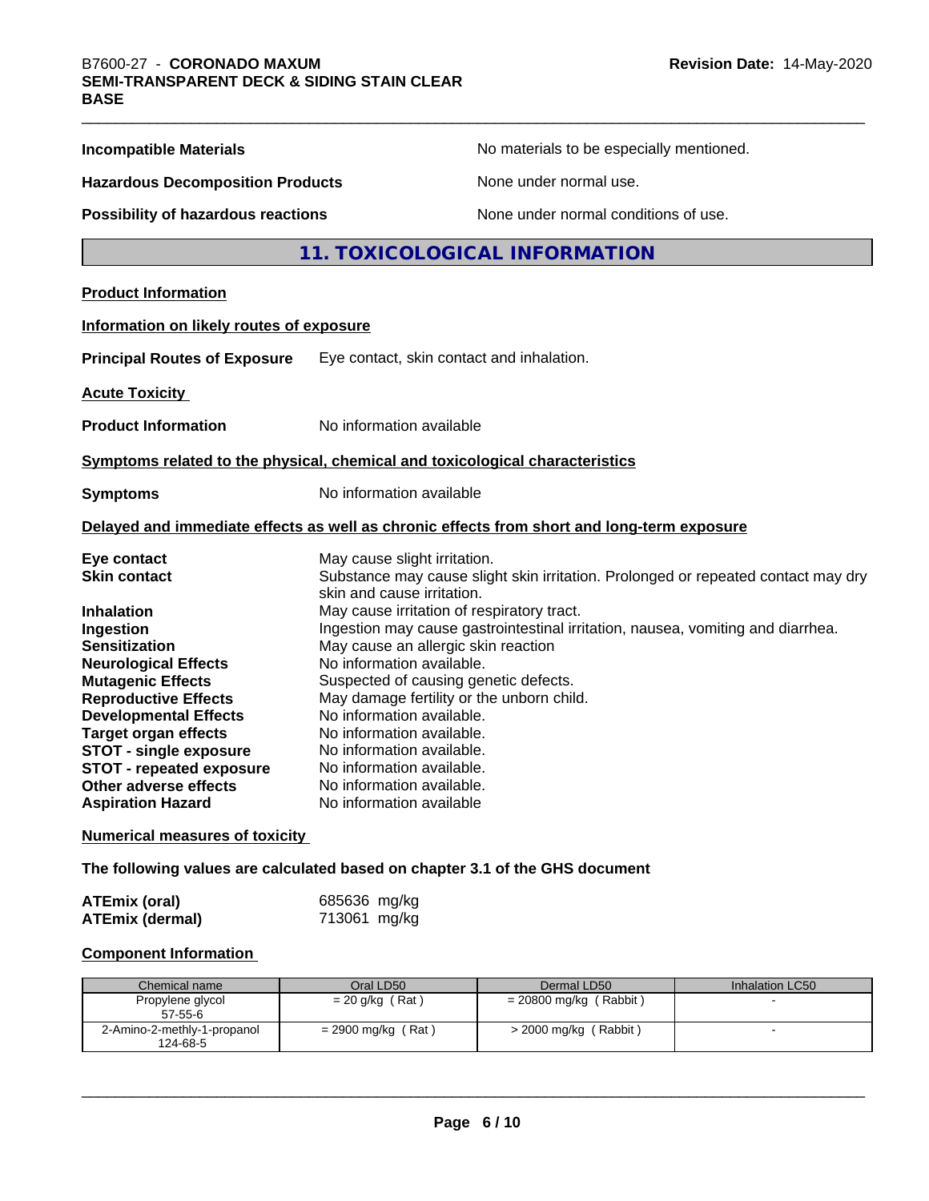| | |
|---|---|
| **Incompatible Materials** | No materials to be especially mentioned. |
| **Hazardous Decomposition Products** | None under normal use. |
| **Possibility of hazardous reactions** | None under normal conditions of use. |

## 11. TOXICOLOGICAL INFORMATION

**Product Information**

**Information on likely routes of exposure**

**Principal Routes of Exposure** Eye contact, skin contact and inhalation.

**Acute Toxicity**

**Product Information** No information available

**Symptoms related to the physical, chemical and toxicological characteristics**

**Symptoms** No information available

**Delayed and immediate effects as well as chronic effects from short and long-term exposure**

| | |
|---|---|
| **Eye contact** | May cause slight irritation. |
| **Skin contact** | Substance may cause slight skin irritation. Prolonged or repeated contact may dry skin and cause irritation. |
| **Inhalation** | May cause irritation of respiratory tract. |
| **Ingestion** | Ingestion may cause gastrointestinal irritation, nausea, vomiting and diarrhea. |
| **Sensitization** | May cause an allergic skin reaction |
| **Neurological Effects** | No information available. |
| **Mutagenic Effects** | Suspected of causing genetic defects. |
| **Reproductive Effects** | May damage fertility or the unborn child. |
| **Developmental Effects** | No information available. |
| **Target organ effects** | No information available. |
| **STOT - single exposure** | No information available. |
| **STOT - repeated exposure** | No information available. |
| **Other adverse effects** | No information available. |
| **Aspiration Hazard** | No information available |

**Numerical measures of toxicity**

**The following values are calculated based on chapter 3.1 of the GHS document**

| | |
|---|---|
| **ATEmix (oral)** | 685636 mg/kg |
| **ATEmix (dermal)** | 713061 mg/kg |

**Component Information**

| Chemical name | Oral LD50 | Dermal LD50 | Inhalation LC50 |
|---|---|---|---|
| Propylene glycol 57-55-6 | = 20 g/kg ( Rat ) | = 20800 mg/kg ( Rabbit ) | - |
| 2-Amino-2-methly-1-propanol 124-68-5 | = 2900 mg/kg ( Rat ) | > 2000 mg/kg ( Rabbit ) | - |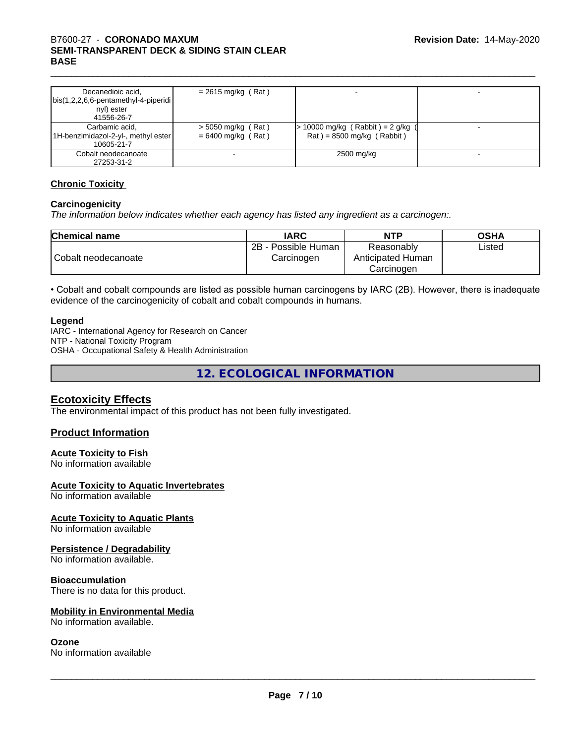| | | | |
|---|---|---|---|
| Decanedioic acid, bis(1,2,2,6,6-pentamethyl-4-piperidinyl) ester 41556-26-7 | = 2615 mg/kg ( Rat ) | - | - |
| Carbamic acid, 1H-benzimidazol-2-yl-, methyl ester 10605-21-7 | > 5050 mg/kg ( Rat ) = 6400 mg/kg ( Rat ) | > 10000 mg/kg ( Rabbit ) = 2 g/kg ( Rat ) = 8500 mg/kg ( Rabbit ) | - |
| Cobalt neodecanoate 27253-31-2 | - | 2500 mg/kg | - |

## Chronic Toxicity

### Carcinogenicity

*The information below indicates whether each agency has listed any ingredient as a carcinogen:.*

| Chemical name | IARC | NTP | OSHA |
|---|---|---|---|
| Cobalt neodecanoate | 2B - Possible Human Carcinogen | Reasonably Anticipated Human Carcinogen | Listed |

• Cobalt and cobalt compounds are listed as possible human carcinogens by IARC (2B). However, there is inadequate evidence of the carcinogenicity of cobalt and cobalt compounds in humans.

**Legend**

IARC - International Agency for Research on Cancer
NTP - National Toxicity Program
OSHA - Occupational Safety & Health Administration

# 12. ECOLOGICAL INFORMATION

## Ecotoxicity Effects

The environmental impact of this product has not been fully investigated.

## Product Information

### Acute Toxicity to Fish

No information available

### Acute Toxicity to Aquatic Invertebrates

No information available

### Acute Toxicity to Aquatic Plants

No information available

### Persistence / Degradability

No information available.

### Bioaccumulation

There is no data for this product.

### Mobility in Environmental Media

No information available.

### Ozone

No information available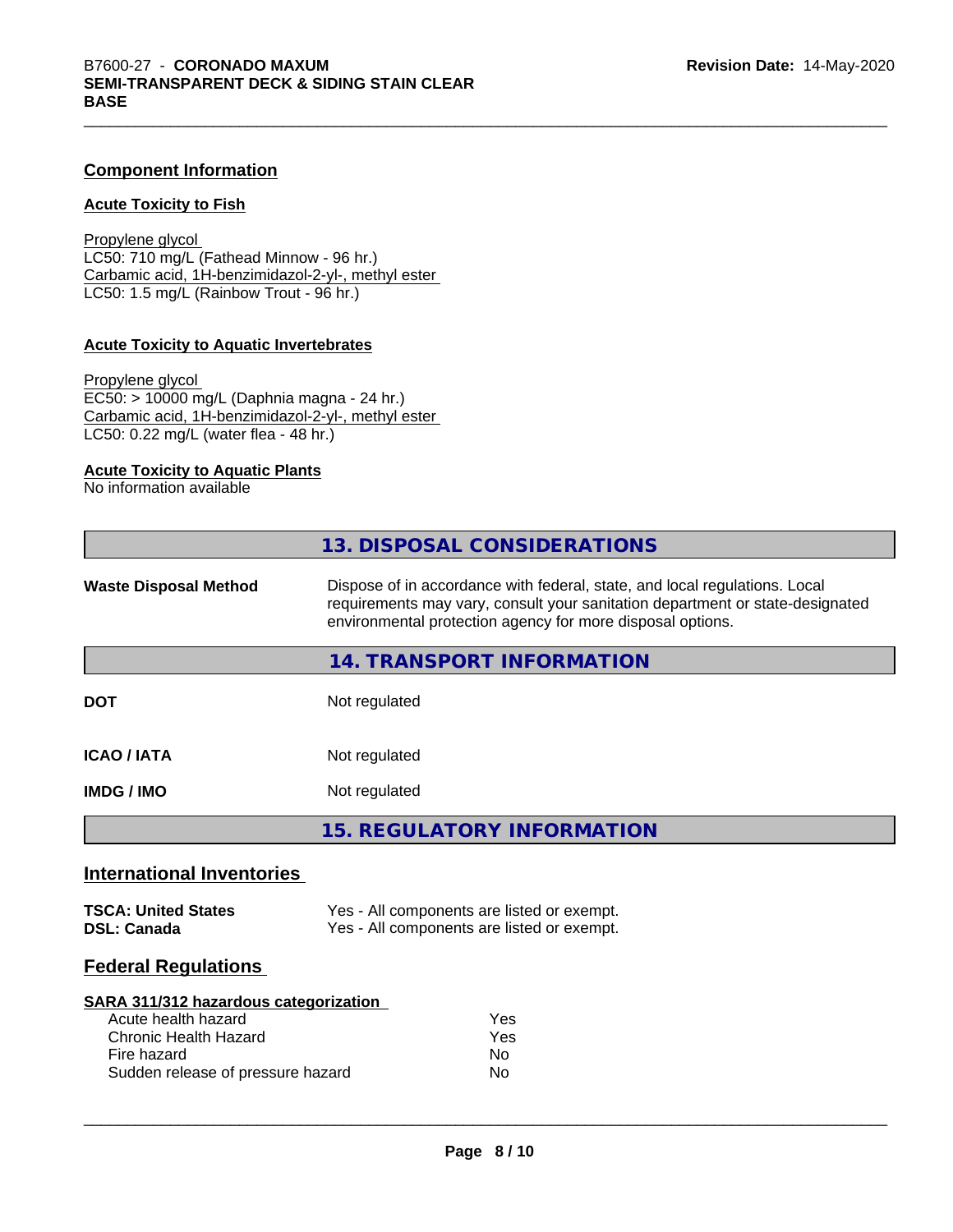## Component Information

### Acute Toxicity to Fish

Propylene glycol
LC50: 710 mg/L (Fathead Minnow - 96 hr.)
Carbamic acid, 1H-benzimidazol-2-yl-, methyl ester
LC50: 1.5 mg/L (Rainbow Trout - 96 hr.)

### Acute Toxicity to Aquatic Invertebrates

Propylene glycol
EC50: > 10000 mg/L (Daphnia magna - 24 hr.)
Carbamic acid, 1H-benzimidazol-2-yl-, methyl ester
LC50: 0.22 mg/L (water flea - 48 hr.)

### Acute Toxicity to Aquatic Plants

No information available

## 13. DISPOSAL CONSIDERATIONS

**Waste Disposal Method** Dispose of in accordance with federal, state, and local regulations. Local requirements may vary, consult your sanitation department or state-designated environmental protection agency for more disposal options.

## 14. TRANSPORT INFORMATION

| | |
|---|---|
| **DOT** | Not regulated |
| **ICAO / IATA** | Not regulated |
| **IMDG / IMO** | Not regulated |

## 15. REGULATORY INFORMATION

### International Inventories

| | |
|---|---|
| **TSCA: United States** | Yes - All components are listed or exempt. |
| **DSL: Canada** | Yes - All components are listed or exempt. |

### Federal Regulations

**SARA 311/312 hazardous categorization**

| | |
|---|---|
| Acute health hazard | Yes |
| Chronic Health Hazard | Yes |
| Fire hazard | No |
| Sudden release of pressure hazard | No |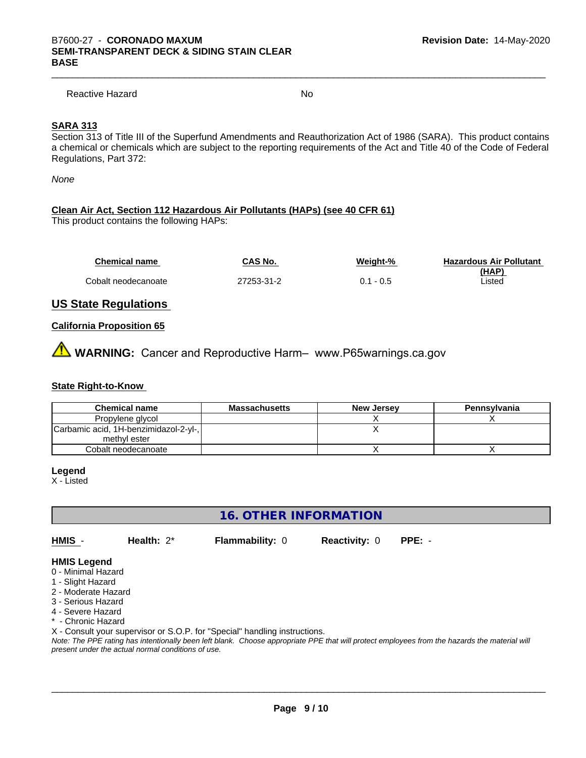Reactive Hazard No

**SARA 313**

Section 313 of Title III of the Superfund Amendments and Reauthorization Act of 1986 (SARA). This product contains a chemical or chemicals which are subject to the reporting requirements of the Act and Title 40 of the Code of Federal Regulations, Part 372:

*None*

**Clean Air Act, Section 112 Hazardous Air Pollutants (HAPs) (see 40 CFR 61)**

This product contains the following HAPs:

| Chemical name | CAS No. | Weight-% | Hazardous Air Pollutant (HAP) |
|---|---|---|---|
| Cobalt neodecanoate | 27253-31-2 | 0.1 - 0.5 | Listed |

## US State Regulations

**California Proposition 65**

⚠ **WARNING:** Cancer and Reproductive Harm– www.P65warnings.ca.gov

**State Right-to-Know**

| Chemical name | Massachusetts | New Jersey | Pennsylvania |
|---|---|---|---|
| Propylene glycol | | X | X |
| Carbamic acid, 1H-benzimidazol-2-yl-, methyl ester | | X | |
| Cobalt neodecanoate | | X | X |

**Legend**

X - Listed

## 16. OTHER INFORMATION

**HMIS** - **Health:** 2* **Flammability:** 0 **Reactivity:** 0 **PPE:** -

**HMIS Legend**

0 - Minimal Hazard
1 - Slight Hazard
2 - Moderate Hazard
3 - Serious Hazard
4 - Severe Hazard
* - Chronic Hazard
X - Consult your supervisor or S.O.P. for "Special" handling instructions.

*Note: The PPE rating has intentionally been left blank. Choose appropriate PPE that will protect employees from the hazards the material will present under the actual normal conditions of use.*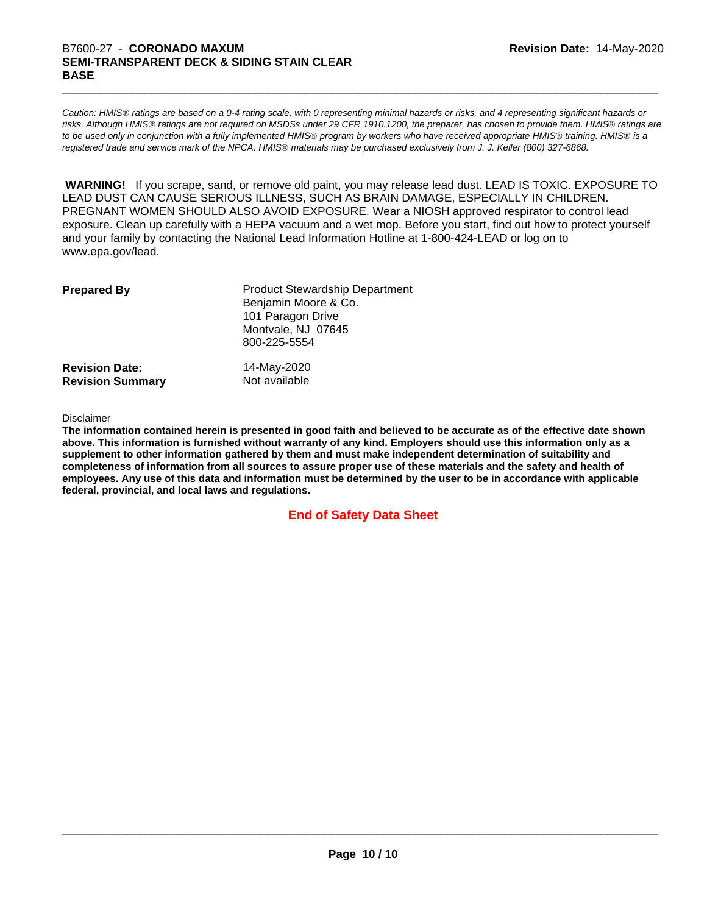*Caution: HMIS® ratings are based on a 0-4 rating scale, with 0 representing minimal hazards or risks, and 4 representing significant hazards or risks. Although HMIS® ratings are not required on MSDSs under 29 CFR 1910.1200, the preparer, has chosen to provide them. HMIS® ratings are to be used only in conjunction with a fully implemented HMIS® program by workers who have received appropriate HMIS® training. HMIS® is a registered trade and service mark of the NPCA. HMIS® materials may be purchased exclusively from J. J. Keller (800) 327-6868.*

**WARNING!** If you scrape, sand, or remove old paint, you may release lead dust. LEAD IS TOXIC. EXPOSURE TO LEAD DUST CAN CAUSE SERIOUS ILLNESS, SUCH AS BRAIN DAMAGE, ESPECIALLY IN CHILDREN. PREGNANT WOMEN SHOULD ALSO AVOID EXPOSURE. Wear a NIOSH approved respirator to control lead exposure. Clean up carefully with a HEPA vacuum and a wet mop. Before you start, find out how to protect yourself and your family by contacting the National Lead Information Hotline at 1-800-424-LEAD or log on to www.epa.gov/lead.

| | |
|---|---|
| **Prepared By** | Product Stewardship Department<br>Benjamin Moore & Co.<br>101 Paragon Drive<br>Montvale, NJ 07645<br>800-225-5554 |
| **Revision Date:** | 14-May-2020 |
| **Revision Summary** | Not available |

Disclaimer

**The information contained herein is presented in good faith and believed to be accurate as of the effective date shown above. This information is furnished without warranty of any kind. Employers should use this information only as a supplement to other information gathered by them and must make independent determination of suitability and completeness of information from all sources to assure proper use of these materials and the safety and health of employees. Any use of this data and information must be determined by the user to be in accordance with applicable federal, provincial, and local laws and regulations.**

**End of Safety Data Sheet**